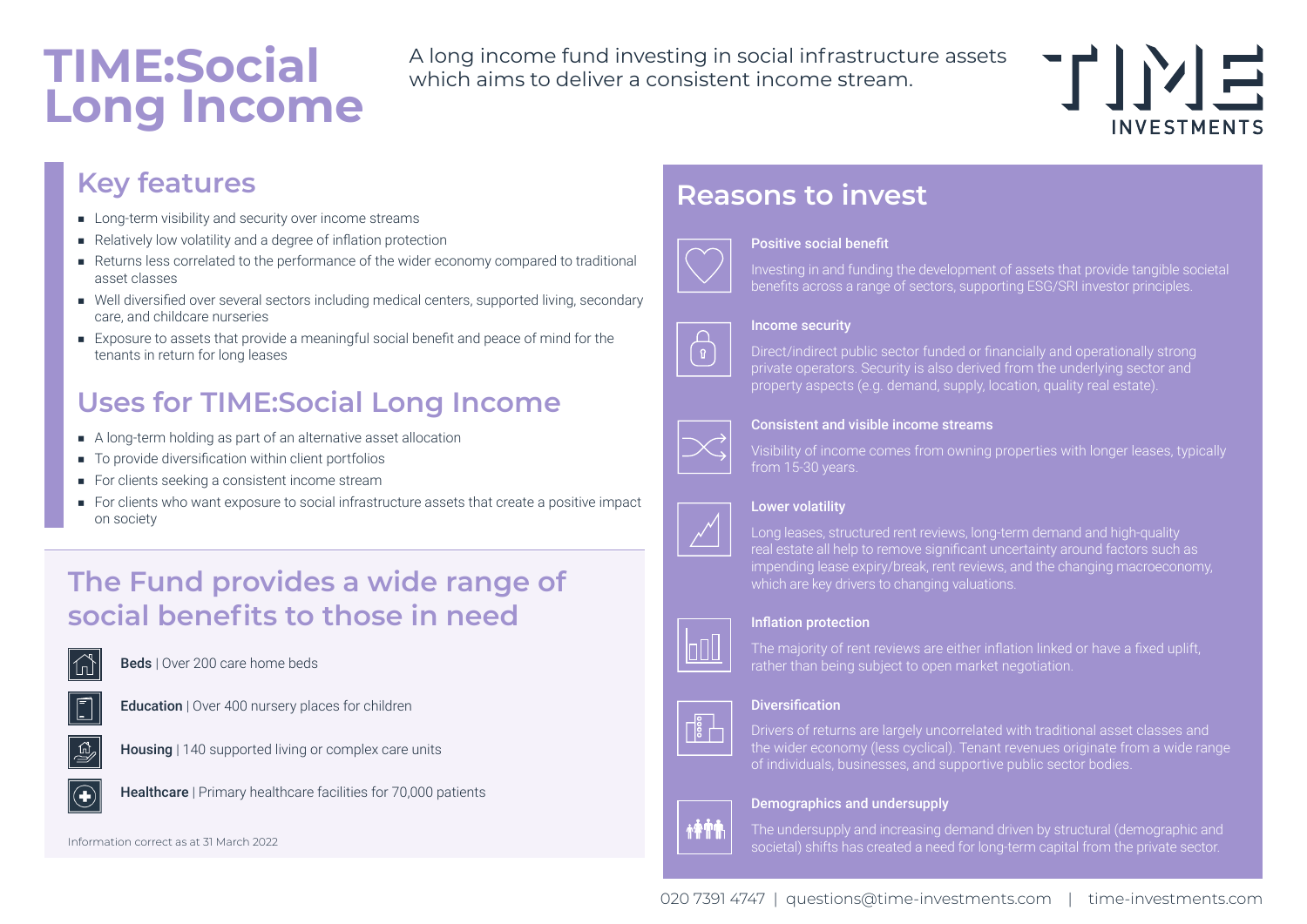# TIME:Social Long Income

A long income fund investing in social infrastructure assets which aims to deliver a consistent income stream.

TIME INVESTMENTS

## Key features

- Long-term visibility and security over income streams
- Relatively low volatility and a degree of inflation protection
- Returns less correlated to the performance of the wider economy compared to traditional asset classes
- Well diversified over several sectors including medical centers, supported living, secondary care, and childcare nurseries
- Exposure to assets that provide a meaningful social benefit and peace of mind for the tenants in return for long leases

## Uses for TIME:Social Long Income

- A long-term holding as part of an alternative asset allocation
- To provide diversification within client portfolios
- For clients seeking a consistent income stream
- For clients who want exposure to social infrastructure assets that create a positive impact on society

## The Fund provides a wide range of social benefits to those in need

**Beds** | Over 200 care home beds

**Education** | Over 400 nursery places for children

**Housing** | 140 supported living or complex care units

**Healthcare** | Primary healthcare facilities for 70,000 patients

Information correct as at 31 March 2022

## Reasons to invest

### Positive social benefit

Investing in and funding the development of assets that provide tangible societal benefits across a range of sectors, supporting ESG/SRI investor principles.

### Income security

Direct/indirect public sector funded or financially and operationally strong private operators. Security is also derived from the underlying sector and property aspects (e.g. demand, supply, location, quality real estate).

### Consistent and visible income streams

Visibility of income comes from owning properties with longer leases, typically from 15-30 years.

### Lower volatility

Long leases, structured rent reviews, long-term demand and high-quality real estate all help to remove significant uncertainty around factors such as impending lease expiry/break, rent reviews, and the changing macroeconomy, which are key drivers to changing valuations.

### Inflation protection

The majority of rent reviews are either inflation linked or have a fixed uplift, rather than being subject to open market negotiation.

### Diversification

Drivers of returns are largely uncorrelated with traditional asset classes and the wider economy (less cyclical). Tenant revenues originate from a wide range of individuals, businesses, and supportive public sector bodies.

### Demographics and undersupply

The undersupply and increasing demand driven by structural (demographic and societal) shifts has created a need for long-term capital from the private sector.

020 7391 4747 | questions@time-investments.com | time-investments.com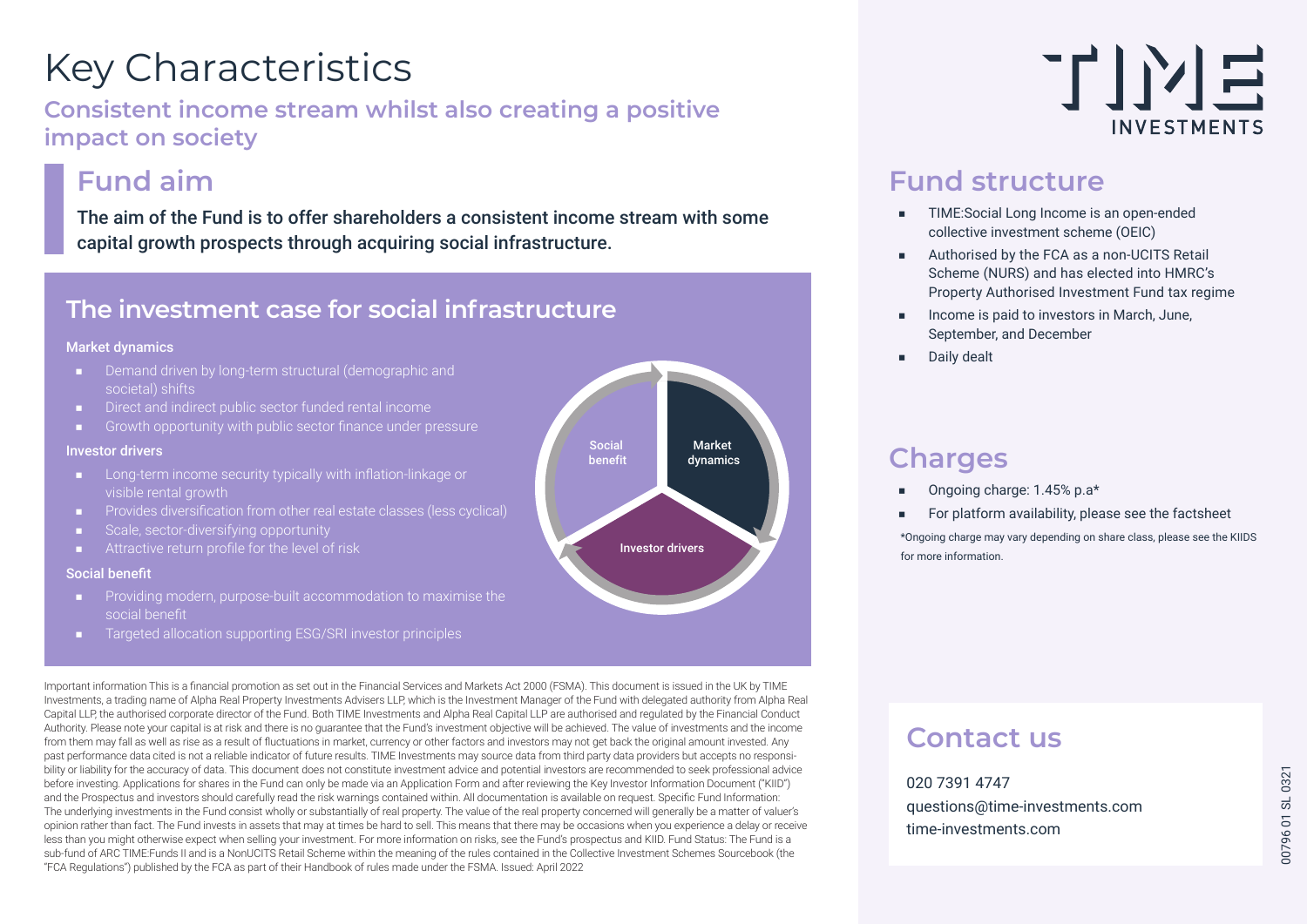# Key Characteristics

**Consistent income stream whilst also creating a positive impact on society**

## Fund aim

**The aim of the Fund is to offer shareholders a consistent income stream with some capital growth prospects through acquiring social infrastructure.**

## The investment case for social infrastructure

**Market dynamics**

- Demand driven by long-term structural (demographic and societal) shifts
- Direct and indirect public sector funded rental income
- Growth opportunity with public sector finance under pressure

**Investor drivers**

- Long-term income security typically with inflation-linkage or visible rental growth
- Provides diversification from other real estate classes (less cyclical)
- Scale, sector-diversifying opportunity
- Attractive return profile for the level of risk

**Social benefit**

- Providing modern, purpose-built accommodation to maximise the social benefit
- Targeted allocation supporting ESG/SRI investor principles

Social benefit

Market dynamics

Investor drivers

Important information This is a financial promotion as set out in the Financial Services and Markets Act 2000 (FSMA). This document is issued in the UK by TIME Investments, a trading name of Alpha Real Property Investments Advisers LLP, which is the Investment Manager of the Fund with delegated authority from Alpha Real Capital LLP, the authorised corporate director of the Fund. Both TIME Investments and Alpha Real Capital LLP are authorised and regulated by the Financial Conduct Authority. Please note your capital is at risk and there is no guarantee that the Fund's investment objective will be achieved. The value of investments and the income from them may fall as well as rise as a result of fluctuations in market, currency or other factors and investors may not get back the original amount invested. Any past performance data cited is not a reliable indicator of future results. TIME Investments may source data from third party data providers but accepts no responsibility or liability for the accuracy of data. This document does not constitute investment advice and potential investors are recommended to seek professional advice before investing. Applications for shares in the Fund can only be made via an Application Form and after reviewing the Key Investor Information Document ("KIID") and the Prospectus and investors should carefully read the risk warnings contained within. All documentation is available on request. Specific Fund Information: The underlying investments in the Fund consist wholly or substantially of real property. The value of the real property concerned will generally be a matter of valuer's opinion rather than fact. The Fund invests in assets that may at times be hard to sell. This means that there may be occasions when you experience a delay or receive less than you might otherwise expect when selling your investment. For more information on risks, see the Fund's prospectus and KIID. Fund Status: The Fund is a sub-fund of ARC TIME:Funds II and is a NonUCITS Retail Scheme within the meaning of the rules contained in the Collective Investment Schemes Sourcebook (the "FCA Regulations") published by the FCA as part of their Handbook of rules made under the FSMA. Issued: April 2022

TIME INVESTMENTS

## Fund structure

- TIME:Social Long Income is an open-ended collective investment scheme (OEIC)
- Authorised by the FCA as a non-UCITS Retail Scheme (NURS) and has elected into HMRC's Property Authorised Investment Fund tax regime
- Income is paid to investors in March, June, September, and December
- Daily dealt

## Charges

- Ongoing charge: 1.45% p.a*
- For platform availability, please see the factsheet

*Ongoing charge may vary depending on share class, please see the KIIDS for more information.

## Contact us

020 7391 4747
questions@time-investments.com
time-investments.com

00796 01 SL 0321